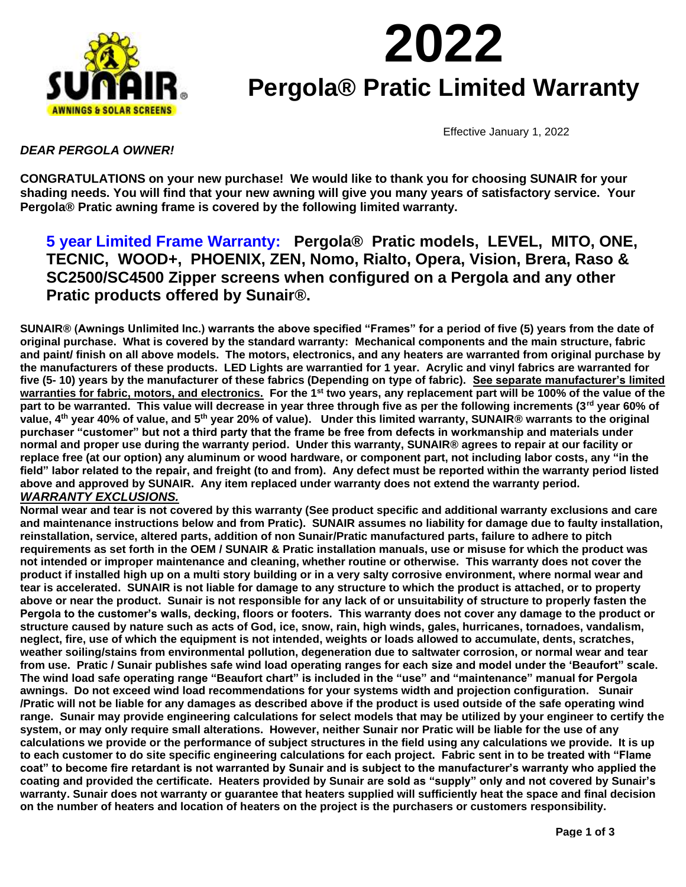# 2022

# Pergola® Pratic Limited Warranty

Effective January 1, 2022

***DEAR PERGOLA OWNER!***

**CONGRATULATIONS on your new purchase! We would like to thank you for choosing SUNAIR for your shading needs. You will find that your new awning will give you many years of satisfactory service. Your Pergola® Pratic awning frame is covered by the following limited warranty.**

## 5 year Limited Frame Warranty: Pergola® Pratic models, LEVEL, MITO, ONE, TECNIC, WOOD+, PHOENIX, ZEN, Nomo, Rialto, Opera, Vision, Brera, Raso & SC2500/SC4500 Zipper screens when configured on a Pergola and any other Pratic products offered by Sunair®.

**SUNAIR® (Awnings Unlimited Inc.) warrants the above specified "Frames" for a period of five (5) years from the date of original purchase. What is covered by the standard warranty: Mechanical components and the main structure, fabric and paint/ finish on all above models. The motors, electronics, and any heaters are warranted from original purchase by the manufacturers of these products. LED Lights are warrantied for 1 year. Acrylic and vinyl fabrics are warranted for five (5- 10) years by the manufacturer of these fabrics (Depending on type of fabric). <u>See separate manufacturer's limited warranties for fabric, motors, and electronics.</u> For the 1st two years, any replacement part will be 100% of the value of the part to be warranted. This value will decrease in year three through five as per the following increments (3rd year 60% of value, 4th year 40% of value, and 5th year 20% of value). Under this limited warranty, SUNAIR® warrants to the original purchaser "customer" but not a third party that the frame be free from defects in workmanship and materials under normal and proper use during the warranty period. Under this warranty, SUNAIR® agrees to repair at our facility or replace free (at our option) any aluminum or wood hardware, or component part, not including labor costs, any "in the field" labor related to the repair, and freight (to and from). Any defect must be reported within the warranty period listed above and approved by SUNAIR. Any item replaced under warranty does not extend the warranty period.**

***<u>WARRANTY EXCLUSIONS.</u>***

**Normal wear and tear is not covered by this warranty (See product specific and additional warranty exclusions and care and maintenance instructions below and from Pratic). SUNAIR assumes no liability for damage due to faulty installation, reinstallation, service, altered parts, addition of non Sunair/Pratic manufactured parts, failure to adhere to pitch requirements as set forth in the OEM / SUNAIR & Pratic installation manuals, use or misuse for which the product was not intended or improper maintenance and cleaning, whether routine or otherwise. This warranty does not cover the product if installed high up on a multi story building or in a very salty corrosive environment, where normal wear and tear is accelerated. SUNAIR is not liable for damage to any structure to which the product is attached, or to property above or near the product. Sunair is not responsible for any lack of or unsuitability of structure to properly fasten the Pergola to the customer's walls, decking, floors or footers. This warranty does not cover any damage to the product or structure caused by nature such as acts of God, ice, snow, rain, high winds, gales, hurricanes, tornadoes, vandalism, neglect, fire, use of which the equipment is not intended, weights or loads allowed to accumulate, dents, scratches, weather soiling/stains from environmental pollution, degeneration due to saltwater corrosion, or normal wear and tear from use. Pratic / Sunair publishes safe wind load operating ranges for each size and model under the 'Beaufort" scale. The wind load safe operating range "Beaufort chart" is included in the "use" and "maintenance" manual for Pergola awnings. Do not exceed wind load recommendations for your systems width and projection configuration. Sunair /Pratic will not be liable for any damages as described above if the product is used outside of the safe operating wind range. Sunair may provide engineering calculations for select models that may be utilized by your engineer to certify the system, or may only require small alterations. However, neither Sunair nor Pratic will be liable for the use of any calculations we provide or the performance of subject structures in the field using any calculations we provide. It is up to each customer to do site specific engineering calculations for each project. Fabric sent in to be treated with "Flame coat" to become fire retardant is not warranted by Sunair and is subject to the manufacturer's warranty who applied the coating and provided the certificate. Heaters provided by Sunair are sold as "supply" only and not covered by Sunair's warranty. Sunair does not warranty or guarantee that heaters supplied will sufficiently heat the space and final decision on the number of heaters and location of heaters on the project is the purchasers or customers responsibility.**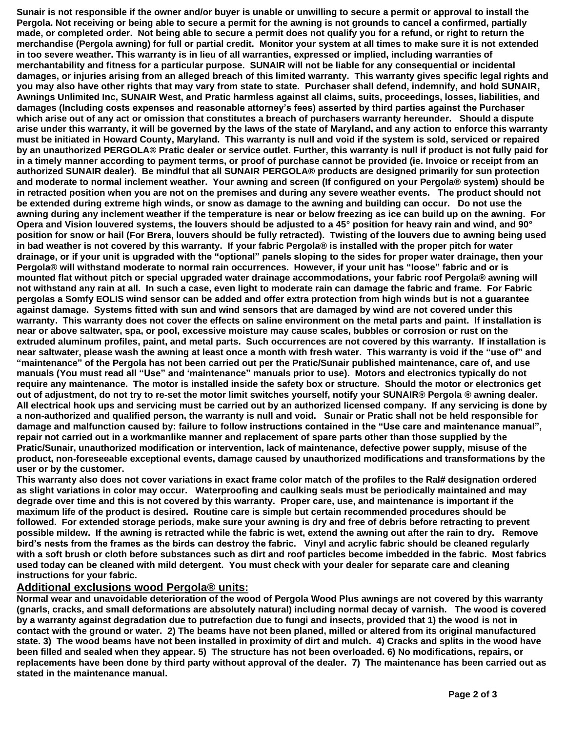**Sunair is not responsible if the owner and/or buyer is unable or unwilling to secure a permit or approval to install the Pergola. Not receiving or being able to secure a permit for the awning is not grounds to cancel a confirmed, partially made, or completed order. Not being able to secure a permit does not qualify you for a refund, or right to return the merchandise (Pergola awning) for full or partial credit. Monitor your system at all times to make sure it is not extended in too severe weather. This warranty is in lieu of all warranties, expressed or implied, including warranties of merchantability and fitness for a particular purpose. SUNAIR will not be liable for any consequential or incidental damages, or injuries arising from an alleged breach of this limited warranty. This warranty gives specific legal rights and you may also have other rights that may vary from state to state. Purchaser shall defend, indemnify, and hold SUNAIR, Awnings Unlimited Inc, SUNAIR West, and Pratic harmless against all claims, suits, proceedings, losses, liabilities, and damages (Including costs expenses and reasonable attorney's fees) asserted by third parties against the Purchaser which arise out of any act or omission that constitutes a breach of purchasers warranty hereunder. Should a dispute arise under this warranty, it will be governed by the laws of the state of Maryland, and any action to enforce this warranty must be initiated in Howard County, Maryland. This warranty is null and void if the system is sold, serviced or repaired by an unauthorized PERGOLA® Pratic dealer or service outlet. Further, this warranty is null if product is not fully paid for in a timely manner according to payment terms, or proof of purchase cannot be provided (ie. Invoice or receipt from an authorized SUNAIR dealer). Be mindful that all SUNAIR PERGOLA® products are designed primarily for sun protection and moderate to normal inclement weather. Your awning and screen (If configured on your Pergola® system) should be in retracted position when you are not on the premises and during any severe weather events. The product should not be extended during extreme high winds, or snow as damage to the awning and building can occur. Do not use the awning during any inclement weather if the temperature is near or below freezing as ice can build up on the awning. For Opera and Vision louvered systems, the louvers should be adjusted to a 45° position for heavy rain and wind, and 90° position for snow or hail (For Brera, louvers should be fully retracted). Twisting of the louvers due to awning being used in bad weather is not covered by this warranty. If your fabric Pergola® is installed with the proper pitch for water drainage, or if your unit is upgraded with the "optional" panels sloping to the sides for proper water drainage, then your Pergola® will withstand moderate to normal rain occurrences. However, if your unit has "loose" fabric and or is mounted flat without pitch or special upgraded water drainage accommodations, your fabric roof Pergola® awning will not withstand any rain at all. In such a case, even light to moderate rain can damage the fabric and frame. For Fabric pergolas a Somfy EOLIS wind sensor can be added and offer extra protection from high winds but is not a guarantee against damage. Systems fitted with sun and wind sensors that are damaged by wind are not covered under this warranty. This warranty does not cover the effects on saline environment on the metal parts and paint. If installation is near or above saltwater, spa, or pool, excessive moisture may cause scales, bubbles or corrosion or rust on the extruded aluminum profiles, paint, and metal parts. Such occurrences are not covered by this warranty. If installation is near saltwater, please wash the awning at least once a month with fresh water. This warranty is void if the "use of" and "maintenance" of the Pergola has not been carried out per the Pratic/Sunair published maintenance, care of, and use manuals (You must read all "Use" and 'maintenance" manuals prior to use). Motors and electronics typically do not require any maintenance. The motor is installed inside the safety box or structure. Should the motor or electronics get out of adjustment, do not try to re-set the motor limit switches yourself, notify your SUNAIR® Pergola ® awning dealer. All electrical hook ups and servicing must be carried out by an authorized licensed company. If any servicing is done by a non-authorized and qualified person, the warranty is null and void. Sunair or Pratic shall not be held responsible for damage and malfunction caused by: failure to follow instructions contained in the "Use care and maintenance manual", repair not carried out in a workmanlike manner and replacement of spare parts other than those supplied by the Pratic/Sunair, unauthorized modification or intervention, lack of maintenance, defective power supply, misuse of the product, non-foreseeable exceptional events, damage caused by unauthorized modifications and transformations by the user or by the customer.**

**This warranty also does not cover variations in exact frame color match of the profiles to the Ral# designation ordered as slight variations in color may occur. Waterproofing and caulking seals must be periodically maintained and may degrade over time and this is not covered by this warranty. Proper care, use, and maintenance is important if the maximum life of the product is desired. Routine care is simple but certain recommended procedures should be followed. For extended storage periods, make sure your awning is dry and free of debris before retracting to prevent possible mildew. If the awning is retracted while the fabric is wet, extend the awning out after the rain to dry. Remove bird's nests from the frames as the birds can destroy the fabric. Vinyl and acrylic fabric should be cleaned regularly with a soft brush or cloth before substances such as dirt and roof particles become imbedded in the fabric. Most fabrics used today can be cleaned with mild detergent. You must check with your dealer for separate care and cleaning instructions for your fabric.**

## Additional exclusions wood Pergola® units:

**Normal wear and unavoidable deterioration of the wood of Pergola Wood Plus awnings are not covered by this warranty (gnarls, cracks, and small deformations are absolutely natural) including normal decay of varnish. The wood is covered by a warranty against degradation due to putrefaction due to fungi and insects, provided that 1) the wood is not in contact with the ground or water. 2) The beams have not been planed, milled or altered from its original manufactured state. 3) The wood beams have not been installed in proximity of dirt and mulch. 4) Cracks and splits in the wood have been filled and sealed when they appear. 5) The structure has not been overloaded. 6) No modifications, repairs, or replacements have been done by third party without approval of the dealer. 7) The maintenance has been carried out as stated in the maintenance manual.**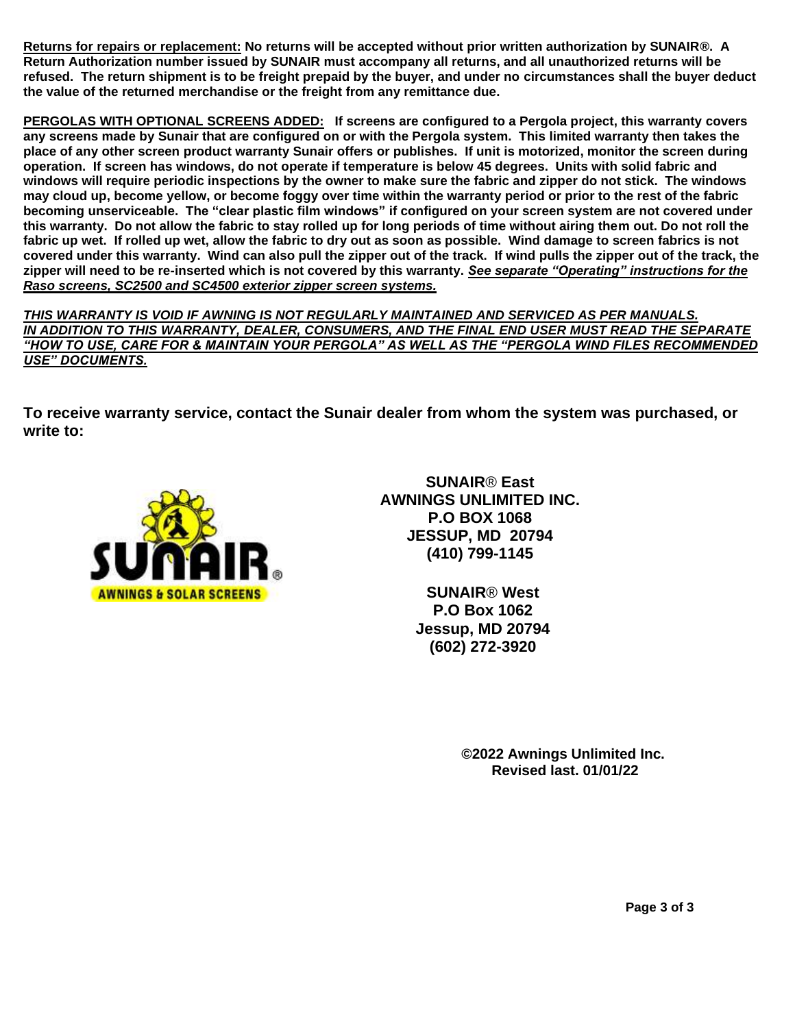**Returns for repairs or replacement:** **No returns will be accepted without prior written authorization by SUNAIR®. A Return Authorization number issued by SUNAIR must accompany all returns, and all unauthorized returns will be refused. The return shipment is to be freight prepaid by the buyer, and under no circumstances shall the buyer deduct the value of the returned merchandise or the freight from any remittance due.**

**PERGOLAS WITH OPTIONAL SCREENS ADDED:** **If screens are configured to a Pergola project, this warranty covers any screens made by Sunair that are configured on or with the Pergola system. This limited warranty then takes the place of any other screen product warranty Sunair offers or publishes. If unit is motorized, monitor the screen during operation. If screen has windows, do not operate if temperature is below 45 degrees. Units with solid fabric and windows will require periodic inspections by the owner to make sure the fabric and zipper do not stick. The windows may cloud up, become yellow, or become foggy over time within the warranty period or prior to the rest of the fabric becoming unserviceable. The "clear plastic film windows" if configured on your screen system are not covered under this warranty. Do not allow the fabric to stay rolled up for long periods of time without airing them out. Do not roll the fabric up wet. If rolled up wet, allow the fabric to dry out as soon as possible. Wind damage to screen fabrics is not covered under this warranty. Wind can also pull the zipper out of the track. If wind pulls the zipper out of the track, the zipper will need to be re-inserted which is not covered by this warranty.** ***See separate "Operating" instructions for the Raso screens, SC2500 and SC4500 exterior zipper screen systems.***

***THIS WARRANTY IS VOID IF AWNING IS NOT REGULARLY MAINTAINED AND SERVICED AS PER MANUALS. IN ADDITION TO THIS WARRANTY, DEALER, CONSUMERS, AND THE FINAL END USER MUST READ THE SEPARATE "HOW TO USE, CARE FOR & MAINTAIN YOUR PERGOLA" AS WELL AS THE "PERGOLA WIND FILES RECOMMENDED USE" DOCUMENTS.***

**To receive warranty service, contact the Sunair dealer from whom the system was purchased, or write to:**

**SUNAIR® East**
**AWNINGS UNLIMITED INC.**
**P.O BOX 1068**
**JESSUP, MD 20794**
**(410) 799-1145**

**SUNAIR® West**
**P.O Box 1062**
**Jessup, MD 20794**
**(602) 272-3920**

**©2022 Awnings Unlimited Inc.**
**Revised last. 01/01/22**